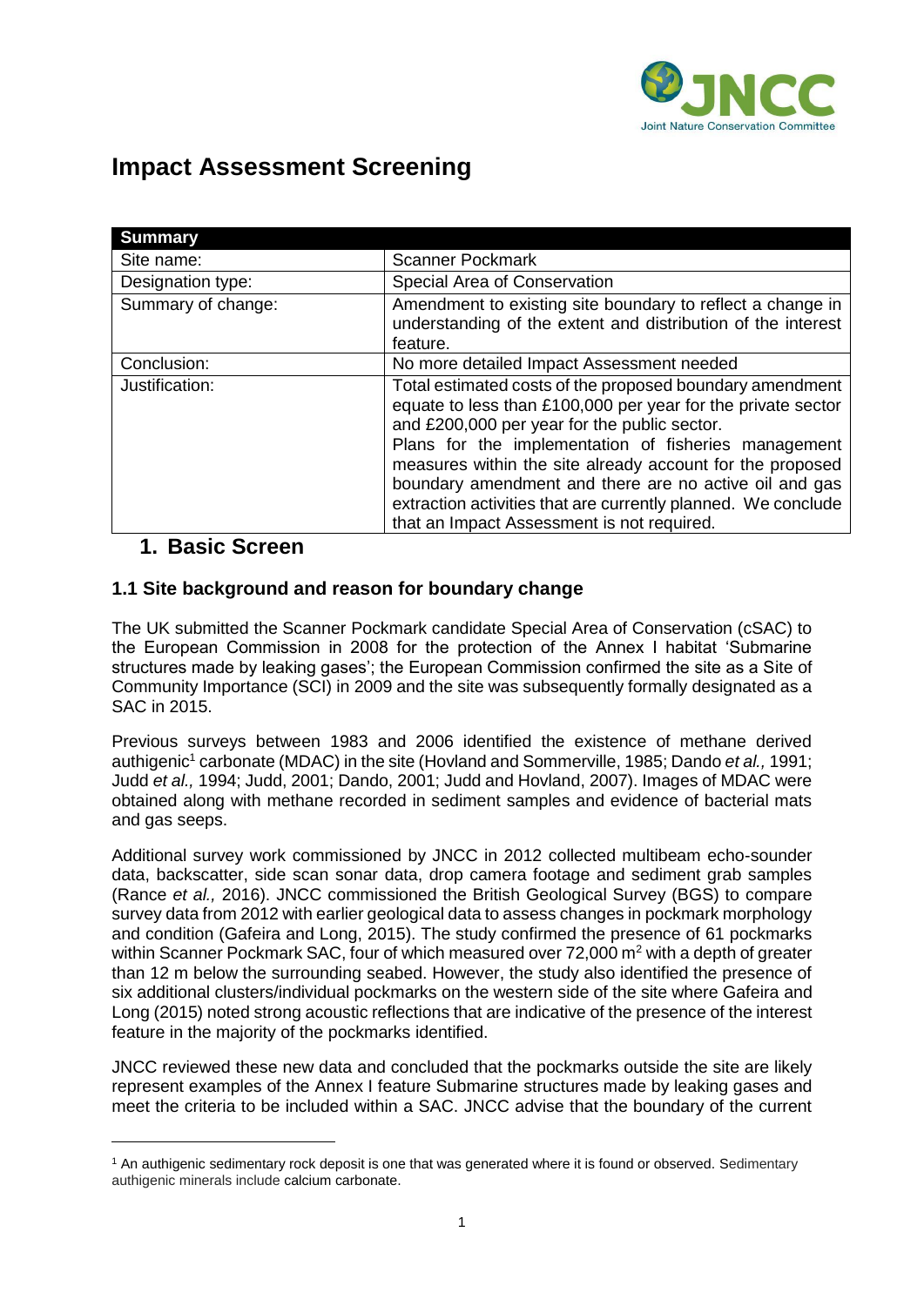# Impact Assessment Screening

| Summary | |
|---|---|
| Site name: | Scanner Pockmark |
| Designation type: | Special Area of Conservation |
| Summary of change: | Amendment to existing site boundary to reflect a change in understanding of the extent and distribution of the interest feature. |
| Conclusion: | No more detailed Impact Assessment needed |
| Justification: | Total estimated costs of the proposed boundary amendment equate to less than £100,000 per year for the private sector and £200,000 per year for the public sector. Plans for the implementation of fisheries management measures within the site already account for the proposed boundary amendment and there are no active oil and gas extraction activities that are currently planned. We conclude that an Impact Assessment is not required. |

## 1. Basic Screen

### 1.1 Site background and reason for boundary change

The UK submitted the Scanner Pockmark candidate Special Area of Conservation (cSAC) to the European Commission in 2008 for the protection of the Annex I habitat 'Submarine structures made by leaking gases'; the European Commission confirmed the site as a Site of Community Importance (SCI) in 2009 and the site was subsequently formally designated as a SAC in 2015.

Previous surveys between 1983 and 2006 identified the existence of methane derived authigenic[1] carbonate (MDAC) in the site (Hovland and Sommerville, 1985; Dando *et al.,* 1991; Judd *et al.,* 1994; Judd, 2001; Dando, 2001; Judd and Hovland, 2007). Images of MDAC were obtained along with methane recorded in sediment samples and evidence of bacterial mats and gas seeps.

Additional survey work commissioned by JNCC in 2012 collected multibeam echo-sounder data, backscatter, side scan sonar data, drop camera footage and sediment grab samples (Rance *et al.,* 2016). JNCC commissioned the British Geological Survey (BGS) to compare survey data from 2012 with earlier geological data to assess changes in pockmark morphology and condition (Gafeira and Long, 2015). The study confirmed the presence of 61 pockmarks within Scanner Pockmark SAC, four of which measured over 72,000 $m^2$ with a depth of greater than 12 m below the surrounding seabed. However, the study also identified the presence of six additional clusters/individual pockmarks on the western side of the site where Gafeira and Long (2015) noted strong acoustic reflections that are indicative of the presence of the interest feature in the majority of the pockmarks identified.

JNCC reviewed these new data and concluded that the pockmarks outside the site are likely represent examples of the Annex I feature Submarine structures made by leaking gases and meet the criteria to be included within a SAC. JNCC advise that the boundary of the current

[1] An authigenic sedimentary rock deposit is one that was generated where it is found or observed. Sedimentary authigenic minerals include calcium carbonate.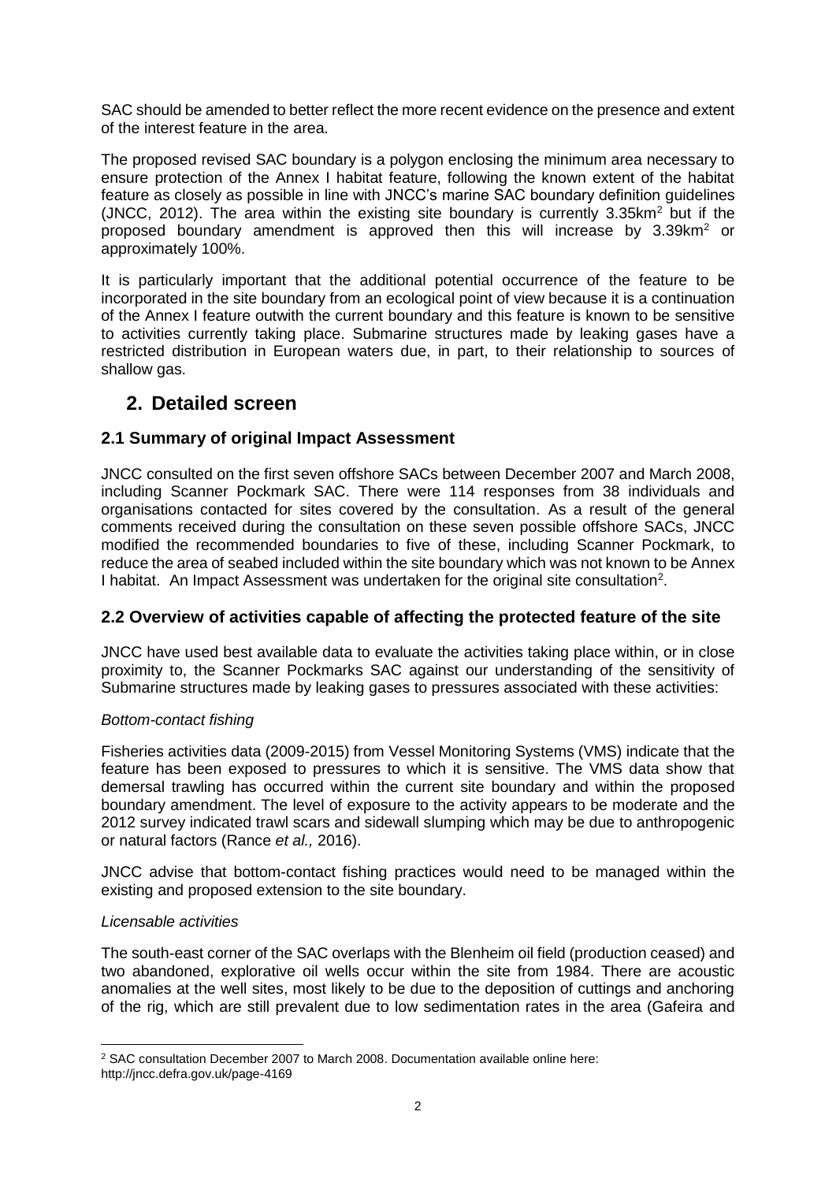SAC should be amended to better reflect the more recent evidence on the presence and extent of the interest feature in the area.

The proposed revised SAC boundary is a polygon enclosing the minimum area necessary to ensure protection of the Annex I habitat feature, following the known extent of the habitat feature as closely as possible in line with JNCC's marine SAC boundary definition guidelines (JNCC, 2012). The area within the existing site boundary is currently 3.35km$^2$ but if the proposed boundary amendment is approved then this will increase by 3.39km$^2$ or approximately 100%.

It is particularly important that the additional potential occurrence of the feature to be incorporated in the site boundary from an ecological point of view because it is a continuation of the Annex I feature outwith the current boundary and this feature is known to be sensitive to activities currently taking place. Submarine structures made by leaking gases have a restricted distribution in European waters due, in part, to their relationship to sources of shallow gas.

# 2. Detailed screen

## 2.1 Summary of original Impact Assessment

JNCC consulted on the first seven offshore SACs between December 2007 and March 2008, including Scanner Pockmark SAC. There were 114 responses from 38 individuals and organisations contacted for sites covered by the consultation. As a result of the general comments received during the consultation on these seven possible offshore SACs, JNCC modified the recommended boundaries to five of these, including Scanner Pockmark, to reduce the area of seabed included within the site boundary which was not known to be Annex I habitat. An Impact Assessment was undertaken for the original site consultation[2].

## 2.2 Overview of activities capable of affecting the protected feature of the site

JNCC have used best available data to evaluate the activities taking place within, or in close proximity to, the Scanner Pockmarks SAC against our understanding of the sensitivity of Submarine structures made by leaking gases to pressures associated with these activities:

*Bottom-contact fishing*

Fisheries activities data (2009-2015) from Vessel Monitoring Systems (VMS) indicate that the feature has been exposed to pressures to which it is sensitive. The VMS data show that demersal trawling has occurred within the current site boundary and within the proposed boundary amendment. The level of exposure to the activity appears to be moderate and the 2012 survey indicated trawl scars and sidewall slumping which may be due to anthropogenic or natural factors (Rance *et al.,* 2016).

JNCC advise that bottom-contact fishing practices would need to be managed within the existing and proposed extension to the site boundary.

*Licensable activities*

The south-east corner of the SAC overlaps with the Blenheim oil field (production ceased) and two abandoned, explorative oil wells occur within the site from 1984. There are acoustic anomalies at the well sites, most likely to be due to the deposition of cuttings and anchoring of the rig, which are still prevalent due to low sedimentation rates in the area (Gafeira and

[2] SAC consultation December 2007 to March 2008. Documentation available online here: http://jncc.defra.gov.uk/page-4169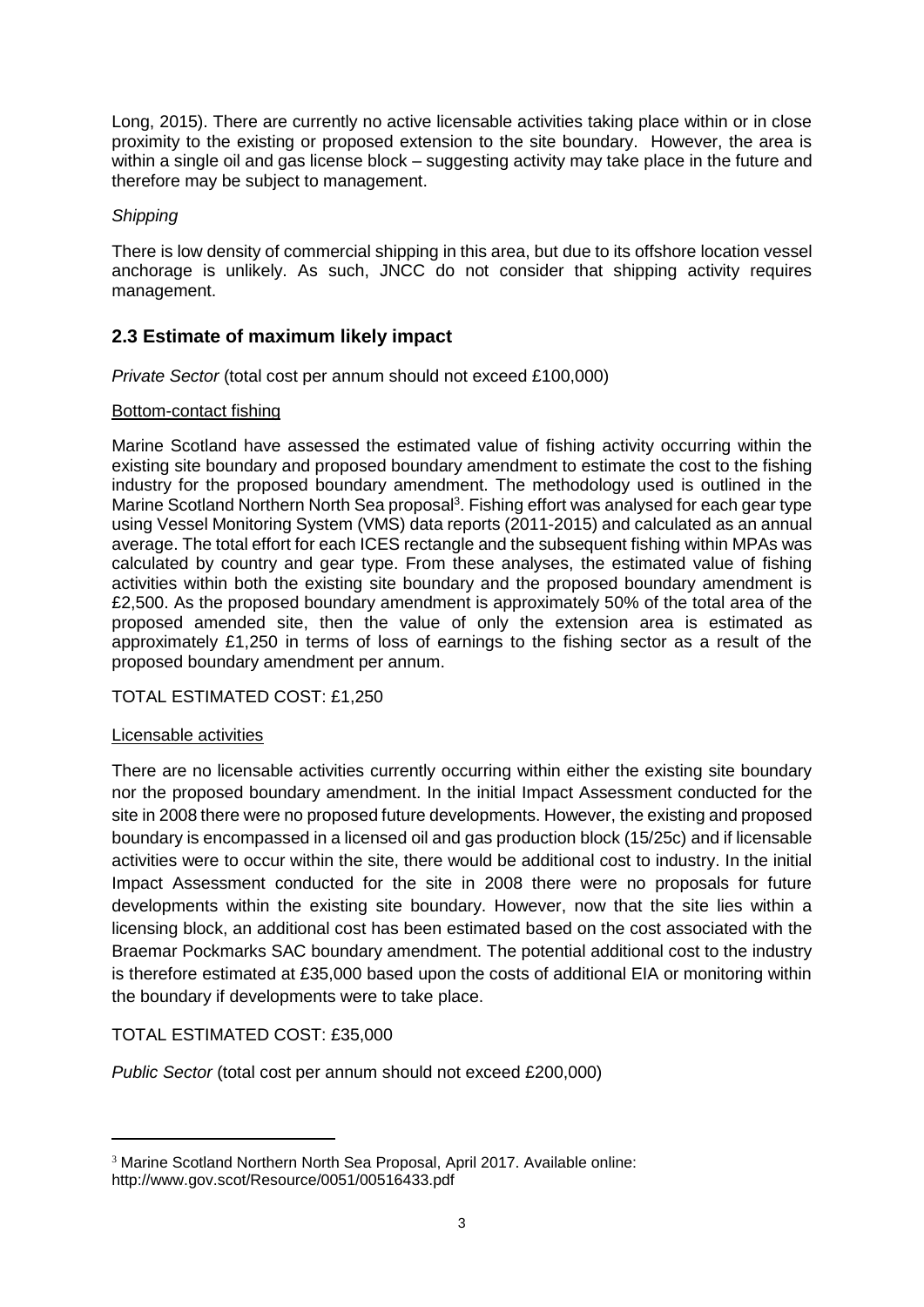Long, 2015). There are currently no active licensable activities taking place within or in close proximity to the existing or proposed extension to the site boundary. However, the area is within a single oil and gas license block – suggesting activity may take place in the future and therefore may be subject to management.

*Shipping*

There is low density of commercial shipping in this area, but due to its offshore location vessel anchorage is unlikely. As such, JNCC do not consider that shipping activity requires management.

## 2.3 Estimate of maximum likely impact

*Private Sector* (total cost per annum should not exceed £100,000)

Bottom-contact fishing

Marine Scotland have assessed the estimated value of fishing activity occurring within the existing site boundary and proposed boundary amendment to estimate the cost to the fishing industry for the proposed boundary amendment. The methodology used is outlined in the Marine Scotland Northern North Sea proposal[3]. Fishing effort was analysed for each gear type using Vessel Monitoring System (VMS) data reports (2011-2015) and calculated as an annual average. The total effort for each ICES rectangle and the subsequent fishing within MPAs was calculated by country and gear type. From these analyses, the estimated value of fishing activities within both the existing site boundary and the proposed boundary amendment is £2,500. As the proposed boundary amendment is approximately 50% of the total area of the proposed amended site, then the value of only the extension area is estimated as approximately £1,250 in terms of loss of earnings to the fishing sector as a result of the proposed boundary amendment per annum.

TOTAL ESTIMATED COST: £1,250

Licensable activities

There are no licensable activities currently occurring within either the existing site boundary nor the proposed boundary amendment. In the initial Impact Assessment conducted for the site in 2008 there were no proposed future developments. However, the existing and proposed boundary is encompassed in a licensed oil and gas production block (15/25c) and if licensable activities were to occur within the site, there would be additional cost to industry. In the initial Impact Assessment conducted for the site in 2008 there were no proposals for future developments within the existing site boundary. However, now that the site lies within a licensing block, an additional cost has been estimated based on the cost associated with the Braemar Pockmarks SAC boundary amendment. The potential additional cost to the industry is therefore estimated at £35,000 based upon the costs of additional EIA or monitoring within the boundary if developments were to take place.

TOTAL ESTIMATED COST: £35,000

*Public Sector* (total cost per annum should not exceed £200,000)

---

[3] Marine Scotland Northern North Sea Proposal, April 2017. Available online: http://www.gov.scot/Resource/0051/00516433.pdf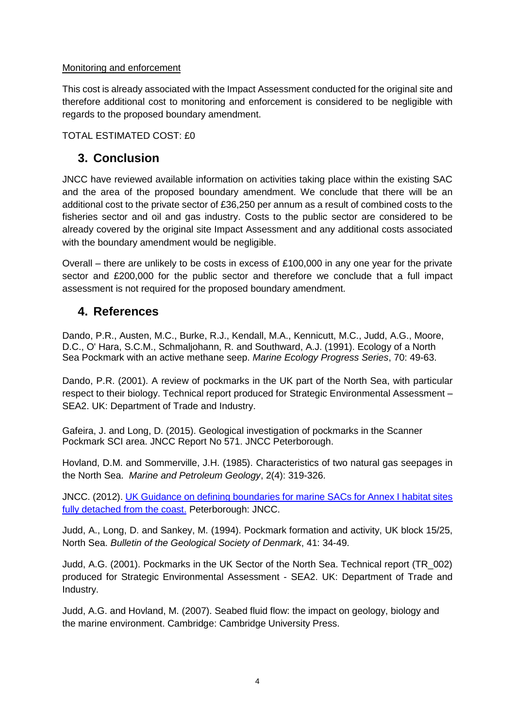Monitoring and enforcement

This cost is already associated with the Impact Assessment conducted for the original site and therefore additional cost to monitoring and enforcement is considered to be negligible with regards to the proposed boundary amendment.

TOTAL ESTIMATED COST: £0

## 3. Conclusion

JNCC have reviewed available information on activities taking place within the existing SAC and the area of the proposed boundary amendment. We conclude that there will be an additional cost to the private sector of £36,250 per annum as a result of combined costs to the fisheries sector and oil and gas industry. Costs to the public sector are considered to be already covered by the original site Impact Assessment and any additional costs associated with the boundary amendment would be negligible.

Overall – there are unlikely to be costs in excess of £100,000 in any one year for the private sector and £200,000 for the public sector and therefore we conclude that a full impact assessment is not required for the proposed boundary amendment.

## 4. References

Dando, P.R., Austen, M.C., Burke, R.J., Kendall, M.A., Kennicutt, M.C., Judd, A.G., Moore, D.C., O' Hara, S.C.M., Schmaljohann, R. and Southward, A.J. (1991). Ecology of a North Sea Pockmark with an active methane seep. *Marine Ecology Progress Series*, 70: 49-63.

Dando, P.R. (2001). A review of pockmarks in the UK part of the North Sea, with particular respect to their biology. Technical report produced for Strategic Environmental Assessment – SEA2. UK: Department of Trade and Industry.

Gafeira, J. and Long, D. (2015). Geological investigation of pockmarks in the Scanner Pockmark SCI area. JNCC Report No 571. JNCC Peterborough.

Hovland, D.M. and Sommerville, J.H. (1985). Characteristics of two natural gas seepages in the North Sea. *Marine and Petroleum Geology*, 2(4): 319-326.

JNCC. (2012). UK Guidance on defining boundaries for marine SACs for Annex I habitat sites fully detached from the coast. Peterborough: JNCC.

Judd, A., Long, D. and Sankey, M. (1994). Pockmark formation and activity, UK block 15/25, North Sea. *Bulletin of the Geological Society of Denmark*, 41: 34-49.

Judd, A.G. (2001). Pockmarks in the UK Sector of the North Sea. Technical report (TR_002) produced for Strategic Environmental Assessment - SEA2. UK: Department of Trade and Industry.

Judd, A.G. and Hovland, M. (2007). Seabed fluid flow: the impact on geology, biology and the marine environment. Cambridge: Cambridge University Press.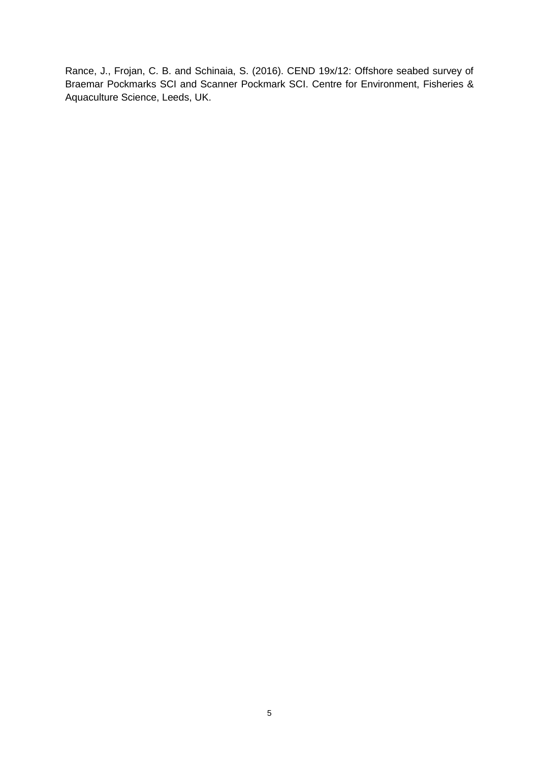Rance, J., Frojan, C. B. and Schinaia, S. (2016). CEND 19x/12: Offshore seabed survey of Braemar Pockmarks SCI and Scanner Pockmark SCI. Centre for Environment, Fisheries & Aquaculture Science, Leeds, UK.